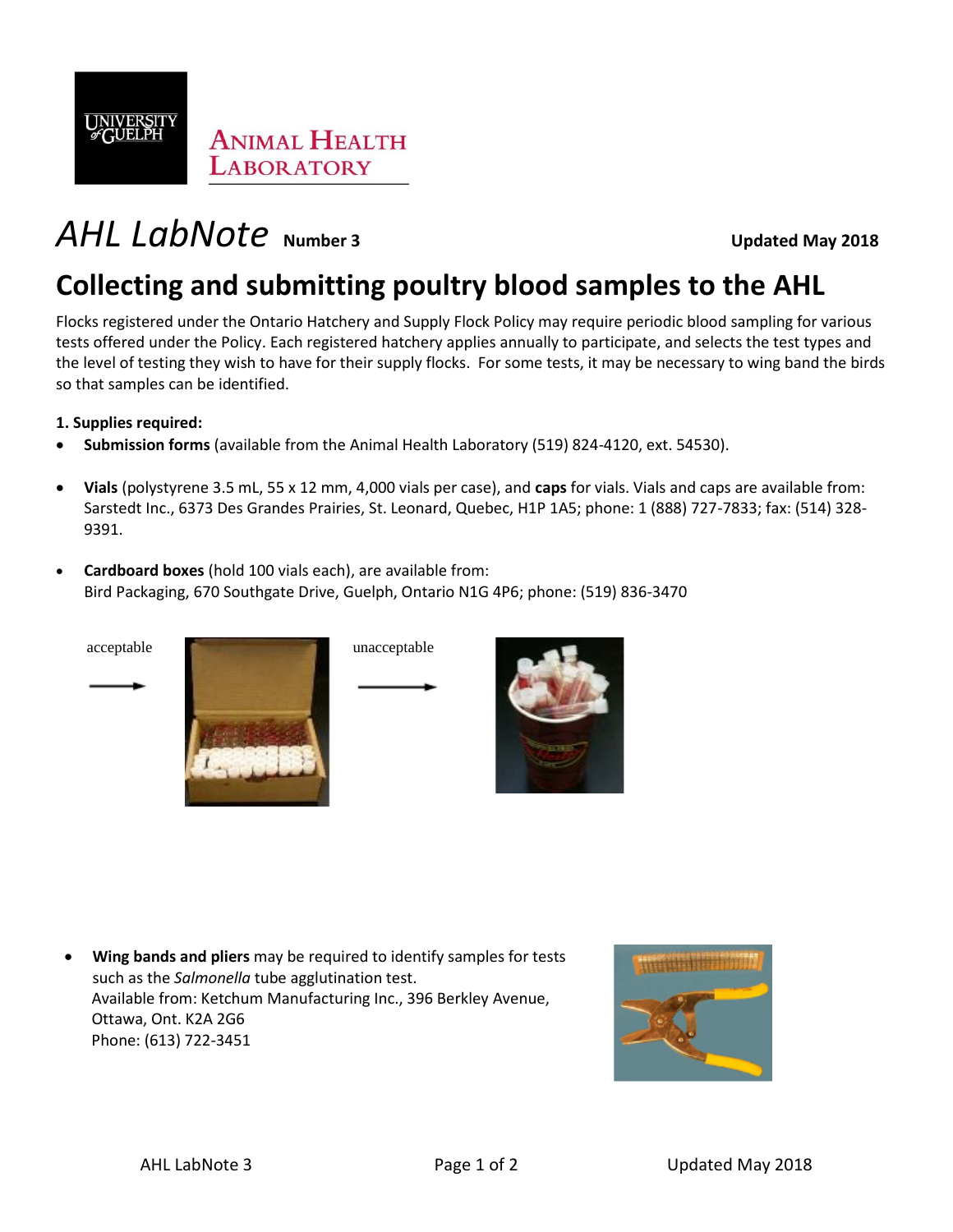UNIVERSITY of GUELPH

ANIMAL HEALTH LABORATORY

# AHL LabNote Number 3

**Updated May 2018**

## Collecting and submitting poultry blood samples to the AHL

Flocks registered under the Ontario Hatchery and Supply Flock Policy may require periodic blood sampling for various tests offered under the Policy. Each registered hatchery applies annually to participate, and selects the test types and the level of testing they wish to have for their supply flocks. For some tests, it may be necessary to wing band the birds so that samples can be identified.

**1. Supplies required:**

- **Submission forms** (available from the Animal Health Laboratory (519) 824-4120, ext. 54530).
- **Vials** (polystyrene 3.5 mL, 55 x 12 mm, 4,000 vials per case), and **caps** for vials. Vials and caps are available from: Sarstedt Inc., 6373 Des Grandes Prairies, St. Leonard, Quebec, H1P 1A5; phone: 1 (888) 727-7833; fax: (514) 328-9391.
- **Cardboard boxes** (hold 100 vials each), are available from: Bird Packaging, 670 Southgate Drive, Guelph, Ontario N1G 4P6; phone: (519) 836-3470

acceptable →

unacceptable →

- **Wing bands and pliers** may be required to identify samples for tests such as the *Salmonella* tube agglutination test. Available from: Ketchum Manufacturing Inc., 396 Berkley Avenue, Ottawa, Ont. K2A 2G6 Phone: (613) 722-3451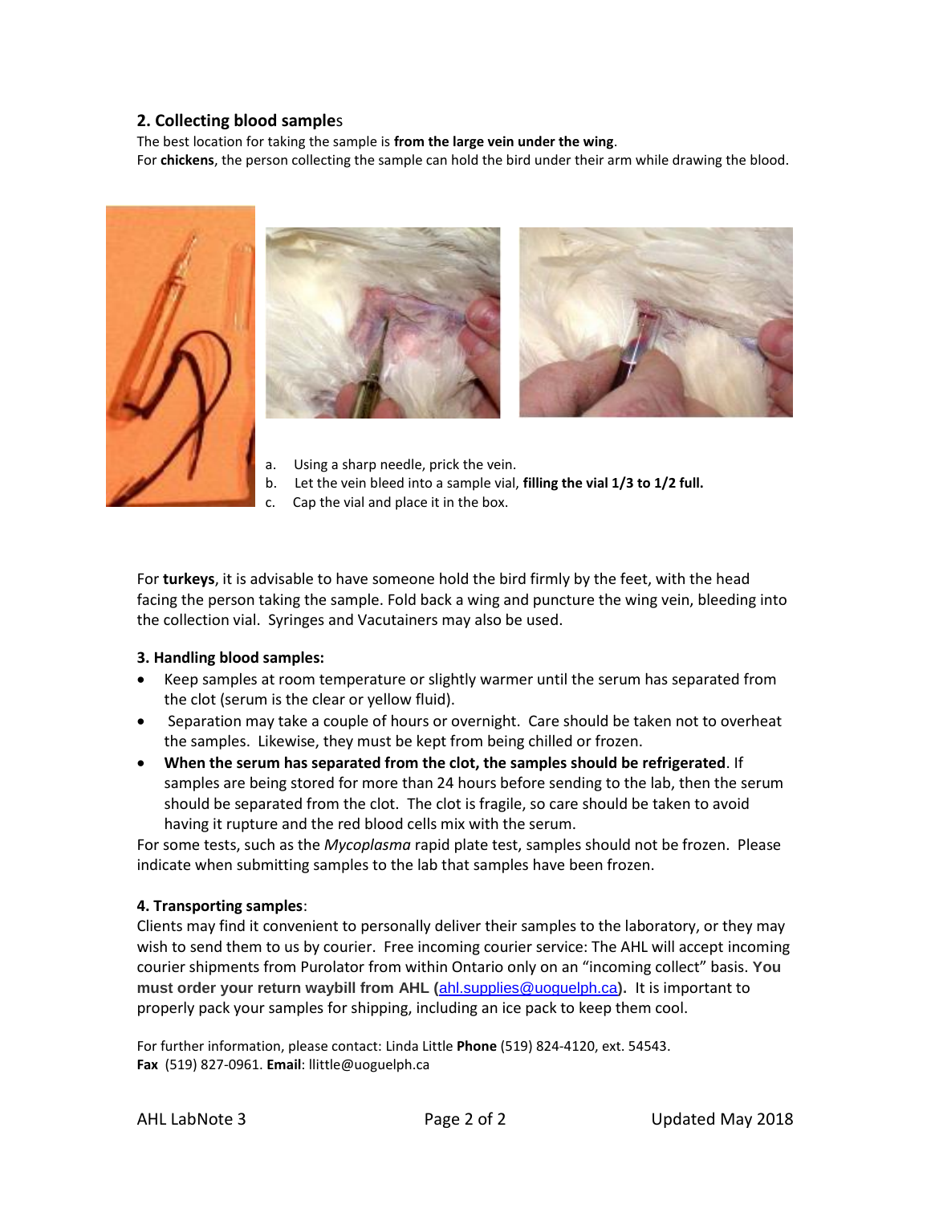## 2. Collecting blood samples

The best location for taking the sample is **from the large vein under the wing**.
For **chickens**, the person collecting the sample can hold the bird under their arm while drawing the blood.

a. Using a sharp needle, prick the vein.
b. Let the vein bleed into a sample vial, **filling the vial 1/3 to 1/2 full.**
c. Cap the vial and place it in the box.

For **turkeys**, it is advisable to have someone hold the bird firmly by the feet, with the head facing the person taking the sample. Fold back a wing and puncture the wing vein, bleeding into the collection vial. Syringes and Vacutainers may also be used.

## 3. Handling blood samples:

- Keep samples at room temperature or slightly warmer until the serum has separated from the clot (serum is the clear or yellow fluid).
- Separation may take a couple of hours or overnight. Care should be taken not to overheat the samples. Likewise, they must be kept from being chilled or frozen.
- **When the serum has separated from the clot, the samples should be refrigerated**. If samples are being stored for more than 24 hours before sending to the lab, then the serum should be separated from the clot. The clot is fragile, so care should be taken to avoid having it rupture and the red blood cells mix with the serum.

For some tests, such as the *Mycoplasma* rapid plate test, samples should not be frozen. Please indicate when submitting samples to the lab that samples have been frozen.

## 4. Transporting samples:

Clients may find it convenient to personally deliver their samples to the laboratory, or they may wish to send them to us by courier. Free incoming courier service: The AHL will accept incoming courier shipments from Purolator from within Ontario only on an "incoming collect" basis. **You must order your return waybill from AHL (ahl.supplies@uoguelph.ca).** It is important to properly pack your samples for shipping, including an ice pack to keep them cool.

For further information, please contact: Linda Little **Phone** (519) 824-4120, ext. 54543.
**Fax** (519) 827-0961. **Email**: llittle@uoguelph.ca

AHL LabNote 3 — Updated May 2018